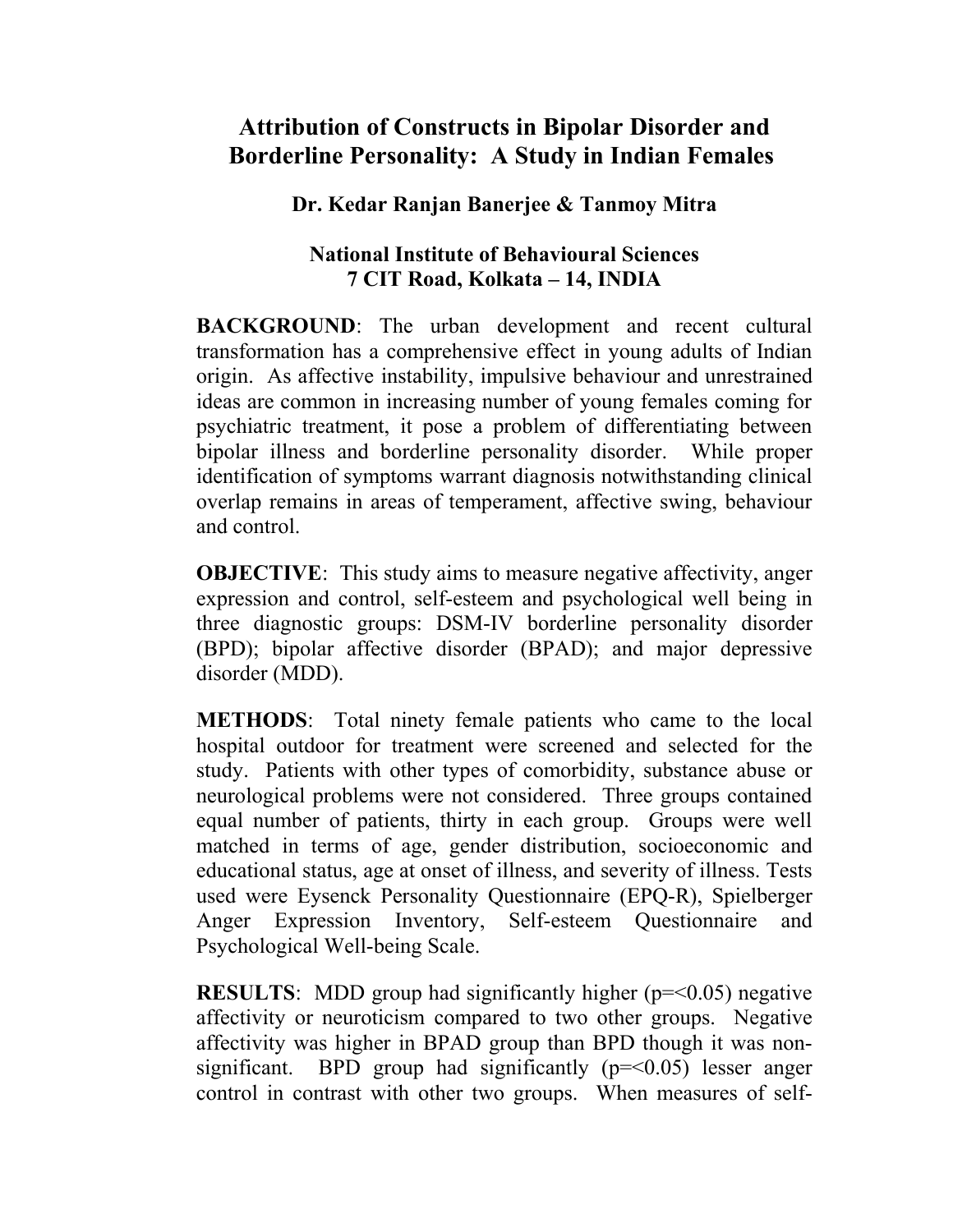# Attribution of Constructs in Bipolar Disorder and Borderline Personality: A Study in Indian Females

**Dr. Kedar Ranjan Banerjee & Tanmoy Mitra**

**National Institute of Behavioural Sciences**
**7 CIT Road, Kolkata – 14, INDIA**

**BACKGROUND**: The urban development and recent cultural transformation has a comprehensive effect in young adults of Indian origin. As affective instability, impulsive behaviour and unrestrained ideas are common in increasing number of young females coming for psychiatric treatment, it pose a problem of differentiating between bipolar illness and borderline personality disorder. While proper identification of symptoms warrant diagnosis notwithstanding clinical overlap remains in areas of temperament, affective swing, behaviour and control.

**OBJECTIVE**: This study aims to measure negative affectivity, anger expression and control, self-esteem and psychological well being in three diagnostic groups: DSM-IV borderline personality disorder (BPD); bipolar affective disorder (BPAD); and major depressive disorder (MDD).

**METHODS**: Total ninety female patients who came to the local hospital outdoor for treatment were screened and selected for the study. Patients with other types of comorbidity, substance abuse or neurological problems were not considered. Three groups contained equal number of patients, thirty in each group. Groups were well matched in terms of age, gender distribution, socioeconomic and educational status, age at onset of illness, and severity of illness. Tests used were Eysenck Personality Questionnaire (EPQ-R), Spielberger Anger Expression Inventory, Self-esteem Questionnaire and Psychological Well-being Scale.

**RESULTS**: MDD group had significantly higher ($p=<0.05$) negative affectivity or neuroticism compared to two other groups. Negative affectivity was higher in BPAD group than BPD though it was non-significant. BPD group had significantly ($p=<0.05$) lesser anger control in contrast with other two groups. When measures of self-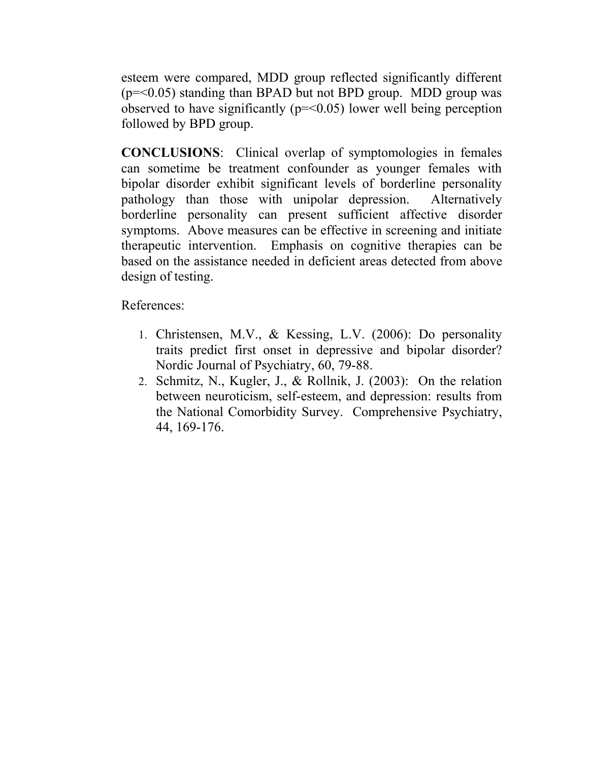esteem were compared, MDD group reflected significantly different ($p=<0.05$) standing than BPAD but not BPD group. MDD group was observed to have significantly ($p=<0.05$) lower well being perception followed by BPD group.

**CONCLUSIONS**: Clinical overlap of symptomologies in females can sometime be treatment confounder as younger females with bipolar disorder exhibit significant levels of borderline personality pathology than those with unipolar depression. Alternatively borderline personality can present sufficient affective disorder symptoms. Above measures can be effective in screening and initiate therapeutic intervention. Emphasis on cognitive therapies can be based on the assistance needed in deficient areas detected from above design of testing.

References:

1. Christensen, M.V., & Kessing, L.V. (2006): Do personality traits predict first onset in depressive and bipolar disorder? Nordic Journal of Psychiatry, 60, 79-88.
2. Schmitz, N., Kugler, J., & Rollnik, J. (2003): On the relation between neuroticism, self-esteem, and depression: results from the National Comorbidity Survey. Comprehensive Psychiatry, 44, 169-176.